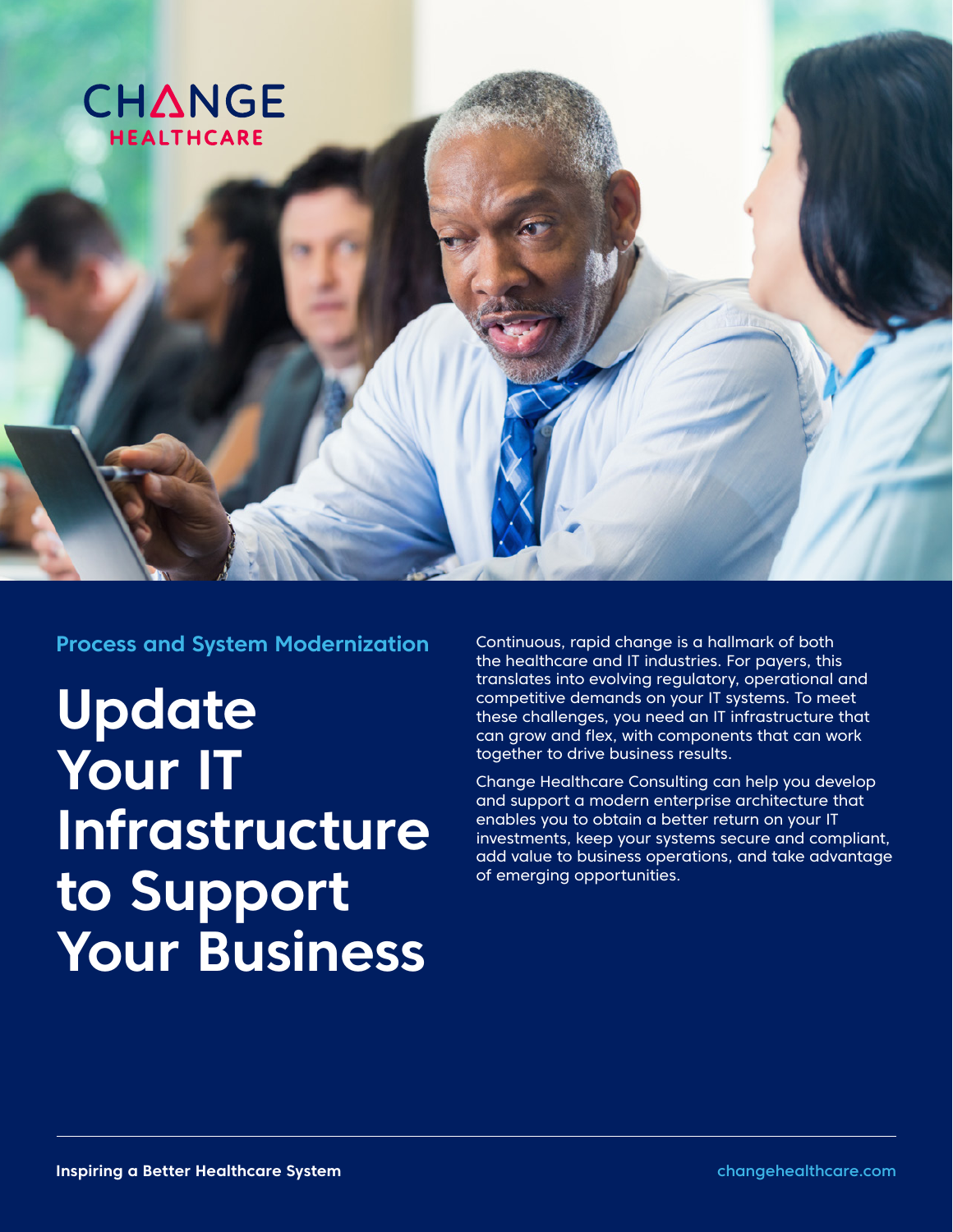CHANGE HEALTHCARE

Process and System Modernization

# Update Your IT Infrastructure to Support Your Business

Continuous, rapid change is a hallmark of both the healthcare and IT industries. For payers, this translates into evolving regulatory, operational and competitive demands on your IT systems. To meet these challenges, you need an IT infrastructure that can grow and flex, with components that can work together to drive business results.

Change Healthcare Consulting can help you develop and support a modern enterprise architecture that enables you to obtain a better return on your IT investments, keep your systems secure and compliant, add value to business operations, and take advantage of emerging opportunities.

**Inspiring a Better Healthcare System**

changehealthcare.com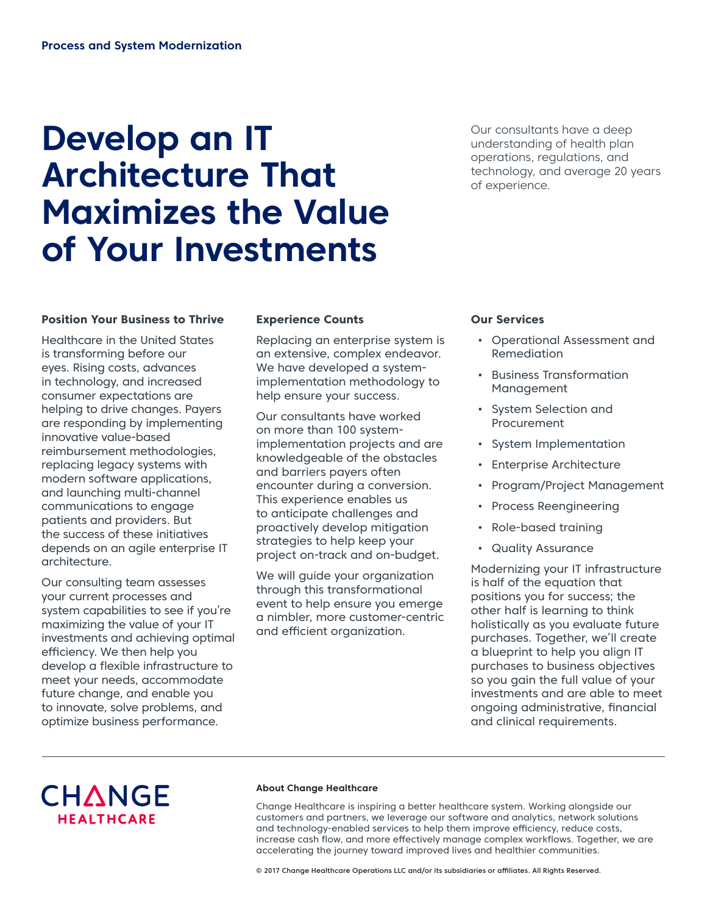Process and System Modernization

# Develop an IT Architecture That Maximizes the Value of Your Investments

Our consultants have a deep understanding of health plan operations, regulations, and technology, and average 20 years of experience.

### Position Your Business to Thrive

Healthcare in the United States is transforming before our eyes. Rising costs, advances in technology, and increased consumer expectations are helping to drive changes. Payers are responding by implementing innovative value-based reimbursement methodologies, replacing legacy systems with modern software applications, and launching multi-channel communications to engage patients and providers. But the success of these initiatives depends on an agile enterprise IT architecture.

Our consulting team assesses your current processes and system capabilities to see if you're maximizing the value of your IT investments and achieving optimal efficiency. We then help you develop a flexible infrastructure to meet your needs, accommodate future change, and enable you to innovate, solve problems, and optimize business performance.

### Experience Counts

Replacing an enterprise system is an extensive, complex endeavor. We have developed a system-implementation methodology to help ensure your success.

Our consultants have worked on more than 100 system-implementation projects and are knowledgeable of the obstacles and barriers payers often encounter during a conversion. This experience enables us to anticipate challenges and proactively develop mitigation strategies to help keep your project on-track and on-budget.

We will guide your organization through this transformational event to help ensure you emerge a nimbler, more customer-centric and efficient organization.

### Our Services

- Operational Assessment and Remediation
- Business Transformation Management
- System Selection and Procurement
- System Implementation
- Enterprise Architecture
- Program/Project Management
- Process Reengineering
- Role-based training
- Quality Assurance

Modernizing your IT infrastructure is half of the equation that positions you for success; the other half is learning to think holistically as you evaluate future purchases. Together, we'll create a blueprint to help you align IT purchases to business objectives so you gain the full value of your investments and are able to meet ongoing administrative, financial and clinical requirements.

CHANGE HEALTHCARE

**About Change Healthcare**

Change Healthcare is inspiring a better healthcare system. Working alongside our customers and partners, we leverage our software and analytics, network solutions and technology-enabled services to help them improve efficiency, reduce costs, increase cash flow, and more effectively manage complex workflows. Together, we are accelerating the journey toward improved lives and healthier communities.

© 2017 Change Healthcare Operations LLC and/or its subsidiaries or affiliates. All Rights Reserved.